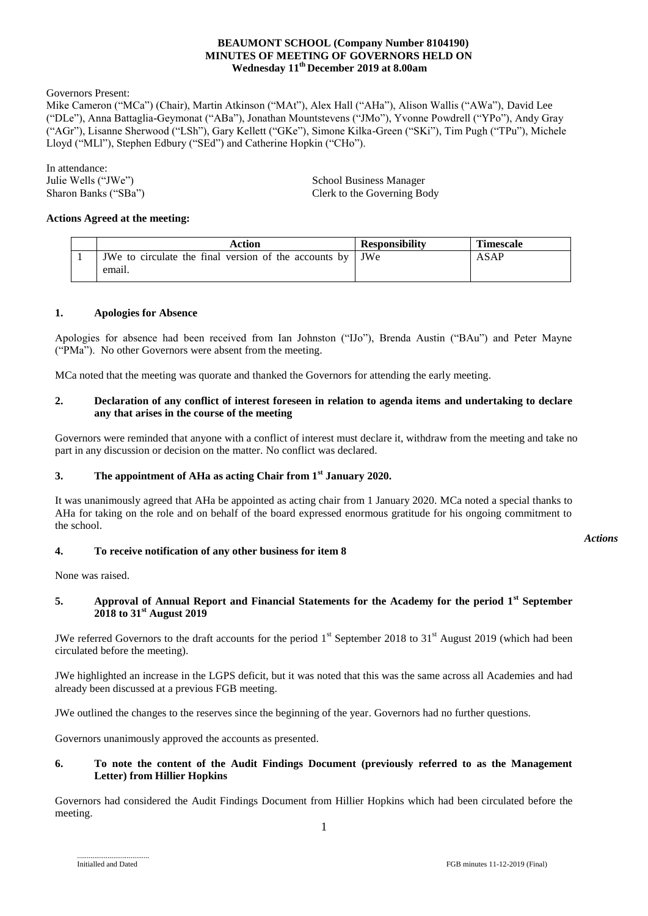# BEAUMONT SCHOOL (Company Number 8104190)
## MINUTES OF MEETING OF GOVERNORS HELD ON
## Wednesday 11th December 2019 at 8.00am

Governors Present:

Mike Cameron ("MCa") (Chair), Martin Atkinson ("MAt"), Alex Hall ("AHa"), Alison Wallis ("AWa"), David Lee ("DLe"), Anna Battaglia-Geymonat ("ABa"), Jonathan Mountstevens ("JMo"), Yvonne Powdrell ("YPo"), Andy Gray ("AGr"), Lisanne Sherwood ("LSh"), Gary Kellett ("GKe"), Simone Kilka-Green ("SKi"), Tim Pugh ("TPu"), Michele Lloyd ("MLl"), Stephen Edbury ("SEd") and Catherine Hopkin ("CHo").

In attendance:

| | |
|---|---|
| Julie Wells ("JWe") | School Business Manager |
| Sharon Banks ("SBa") | Clerk to the Governing Body |

**Actions Agreed at the meeting:**

| | Action | Responsibility | Timescale |
|---|---|---|---|
| 1 | JWe to circulate the final version of the accounts by email. | JWe | ASAP |

### 1. Apologies for Absence

Apologies for absence had been received from Ian Johnston ("IJo"), Brenda Austin ("BAu") and Peter Mayne ("PMa"). No other Governors were absent from the meeting.

MCa noted that the meeting was quorate and thanked the Governors for attending the early meeting.

### 2. Declaration of any conflict of interest foreseen in relation to agenda items and undertaking to declare any that arises in the course of the meeting

Governors were reminded that anyone with a conflict of interest must declare it, withdraw from the meeting and take no part in any discussion or decision on the matter. No conflict was declared.

### 3. The appointment of AHa as acting Chair from 1st January 2020.

It was unanimously agreed that AHa be appointed as acting chair from 1 January 2020. MCa noted a special thanks to AHa for taking on the role and on behalf of the board expressed enormous gratitude for his ongoing commitment to the school.

*Actions*

### 4. To receive notification of any other business for item 8

None was raised.

### 5. Approval of Annual Report and Financial Statements for the Academy for the period 1st September 2018 to 31st August 2019

JWe referred Governors to the draft accounts for the period 1st September 2018 to 31st August 2019 (which had been circulated before the meeting).

JWe highlighted an increase in the LGPS deficit, but it was noted that this was the same across all Academies and had already been discussed at a previous FGB meeting.

JWe outlined the changes to the reserves since the beginning of the year. Governors had no further questions.

Governors unanimously approved the accounts as presented.

### 6. To note the content of the Audit Findings Document (previously referred to as the Management Letter) from Hillier Hopkins

Governors had considered the Audit Findings Document from Hillier Hopkins which had been circulated before the meeting.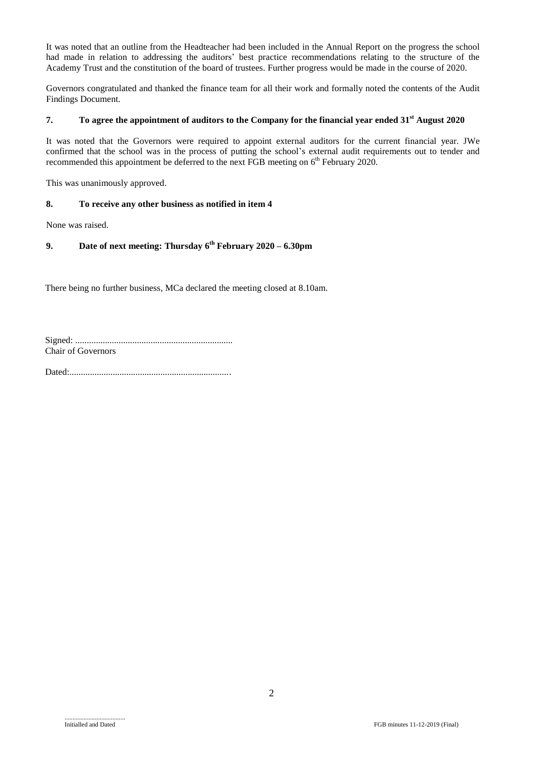It was noted that an outline from the Headteacher had been included in the Annual Report on the progress the school had made in relation to addressing the auditors' best practice recommendations relating to the structure of the Academy Trust and the constitution of the board of trustees. Further progress would be made in the course of 2020.

Governors congratulated and thanked the finance team for all their work and formally noted the contents of the Audit Findings Document.

### 7. To agree the appointment of auditors to the Company for the financial year ended 31st August 2020

It was noted that the Governors were required to appoint external auditors for the current financial year. JWe confirmed that the school was in the process of putting the school's external audit requirements out to tender and recommended this appointment be deferred to the next FGB meeting on 6th February 2020.

This was unanimously approved.

### 8. To receive any other business as notified in item 4

None was raised.

### 9. Date of next meeting: Thursday 6th February 2020 – 6.30pm

There being no further business, MCa declared the meeting closed at 8.10am.

Signed: ....................................................................
Chair of Governors

Dated:......................................................................

....................................
Initialled and Dated